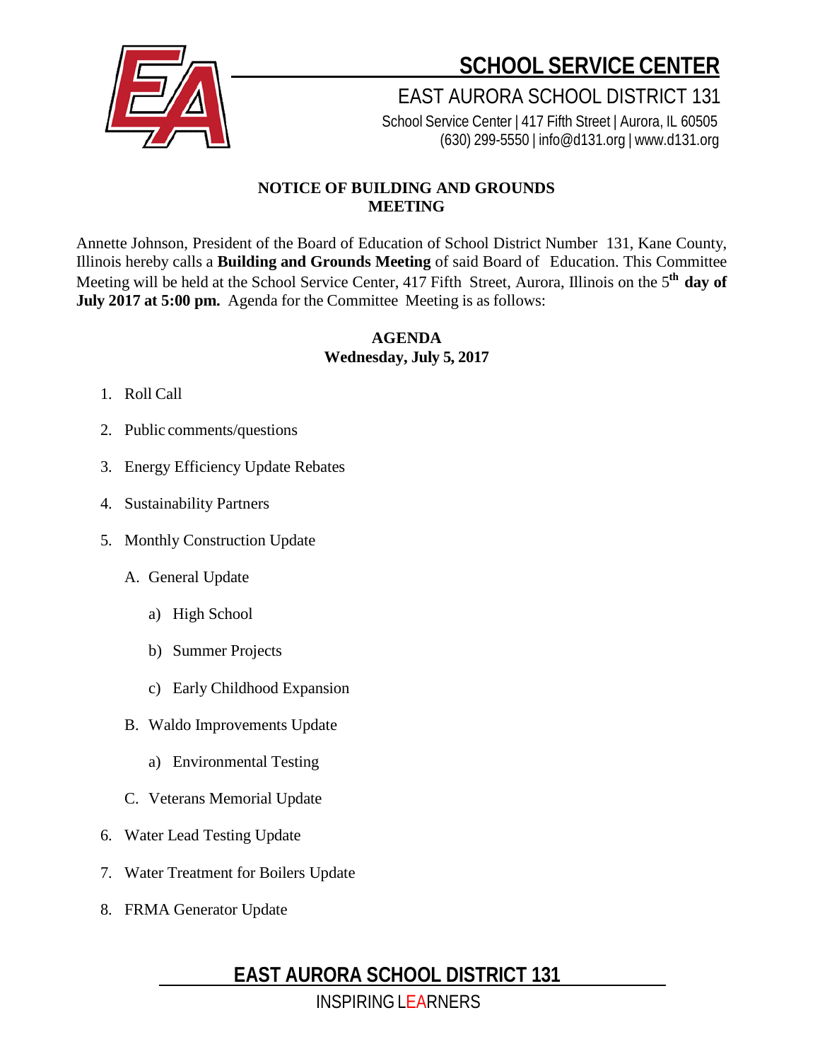# SCHOOL SERVICE CENTER

EAST AURORA SCHOOL DISTRICT 131

School Service Center | 417 Fifth Street | Aurora, IL 60505
(630) 299-5550 | info@d131.org | www.d131.org

**NOTICE OF BUILDING AND GROUNDS MEETING**

Annette Johnson, President of the Board of Education of School District Number 131, Kane County, Illinois hereby calls a **Building and Grounds Meeting** of said Board of Education. This Committee Meeting will be held at the School Service Center, 417 Fifth Street, Aurora, Illinois on the 5th **day of July 2017 at 5:00 pm.** Agenda for the Committee Meeting is as follows:

**AGENDA**
**Wednesday, July 5, 2017**

1. Roll Call
2. Public comments/questions
3. Energy Efficiency Update Rebates
4. Sustainability Partners
5. Monthly Construction Update
   - A. General Update
     - a) High School
     - b) Summer Projects
     - c) Early Childhood Expansion
   - B. Waldo Improvements Update
     - a) Environmental Testing
   - C. Veterans Memorial Update
6. Water Lead Testing Update
7. Water Treatment for Boilers Update
8. FRMA Generator Update

**EAST AURORA SCHOOL DISTRICT 131**

INSPIRING LEARNERS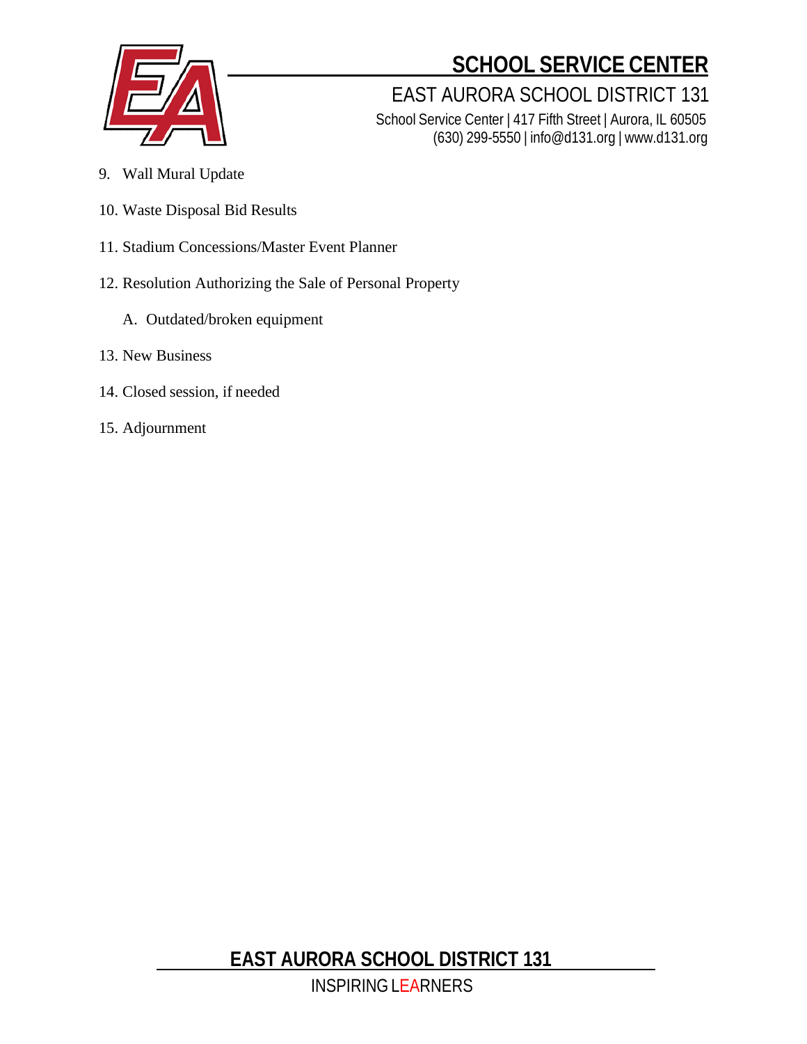9. Wall Mural Update

10. Waste Disposal Bid Results

11. Stadium Concessions/Master Event Planner

12. Resolution Authorizing the Sale of Personal Property

    A. Outdated/broken equipment

13. New Business

14. Closed session, if needed

15. Adjournment